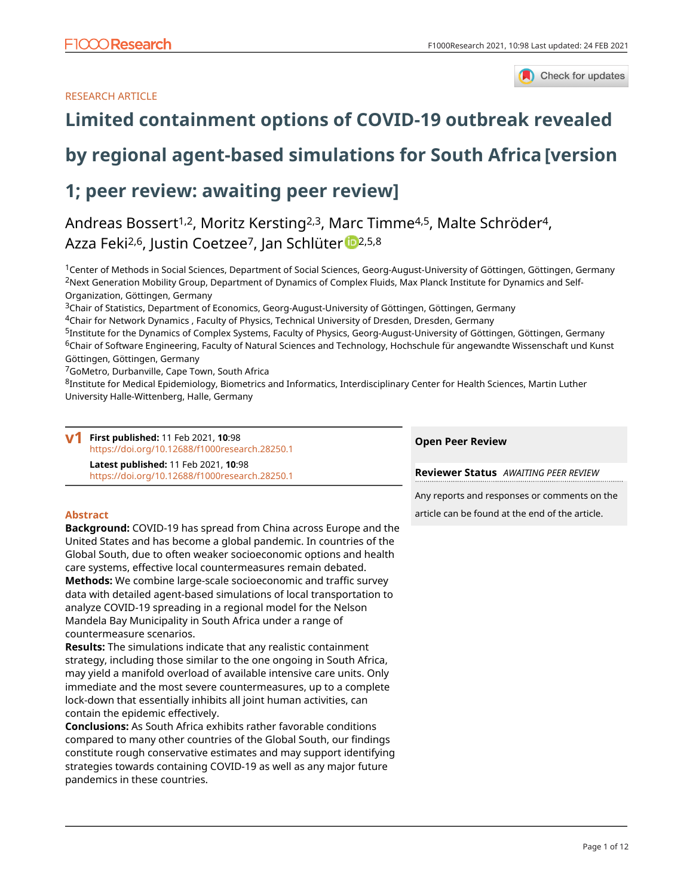RESEARCH ARTICLE

# Limited containment options of COVID-19 outbreak revealed by regional agent-based simulations for South Africa [version 1; peer review: awaiting peer review]

Andreas Bossert[1,2], Moritz Kersting[2,3], Marc Timme[4,5], Malte Schröder[4], Azza Feki[2,6], Justin Coetzee[7], Jan Schlüter[2,5,8]

[1]Center of Methods in Social Sciences, Department of Social Sciences, Georg-August-University of Göttingen, Göttingen, Germany
[2]Next Generation Mobility Group, Department of Dynamics of Complex Fluids, Max Planck Institute for Dynamics and Self-Organization, Göttingen, Germany
[3]Chair of Statistics, Department of Economics, Georg-August-University of Göttingen, Göttingen, Germany
[4]Chair for Network Dynamics , Faculty of Physics, Technical University of Dresden, Dresden, Germany
[5]Institute for the Dynamics of Complex Systems, Faculty of Physics, Georg-August-University of Göttingen, Göttingen, Germany
[6]Chair of Software Engineering, Faculty of Natural Sciences and Technology, Hochschule für angewandte Wissenschaft und Kunst Göttingen, Göttingen, Germany
[7]GoMetro, Durbanville, Cape Town, South Africa
[8]Institute for Medical Epidemiology, Biometrics and Informatics, Interdisciplinary Center for Health Sciences, Martin Luther University Halle-Wittenberg, Halle, Germany

**v1** **First published:** 11 Feb 2021, **10**:98
https://doi.org/10.12688/f1000research.28250.1
**Latest published:** 11 Feb 2021, **10**:98
https://doi.org/10.12688/f1000research.28250.1

## Abstract

**Background:** COVID-19 has spread from China across Europe and the United States and has become a global pandemic. In countries of the Global South, due to often weaker socioeconomic options and health care systems, effective local countermeasures remain debated.
**Methods:** We combine large-scale socioeconomic and traffic survey data with detailed agent-based simulations of local transportation to analyze COVID-19 spreading in a regional model for the Nelson Mandela Bay Municipality in South Africa under a range of countermeasure scenarios.
**Results:** The simulations indicate that any realistic containment strategy, including those similar to the one ongoing in South Africa, may yield a manifold overload of available intensive care units. Only immediate and the most severe countermeasures, up to a complete lock-down that essentially inhibits all joint human activities, can contain the epidemic effectively.
**Conclusions:** As South Africa exhibits rather favorable conditions compared to many other countries of the Global South, our findings constitute rough conservative estimates and may support identifying strategies towards containing COVID-19 as well as any major future pandemics in these countries.

**Open Peer Review**

**Reviewer Status** *AWAITING PEER REVIEW*

Any reports and responses or comments on the article can be found at the end of the article.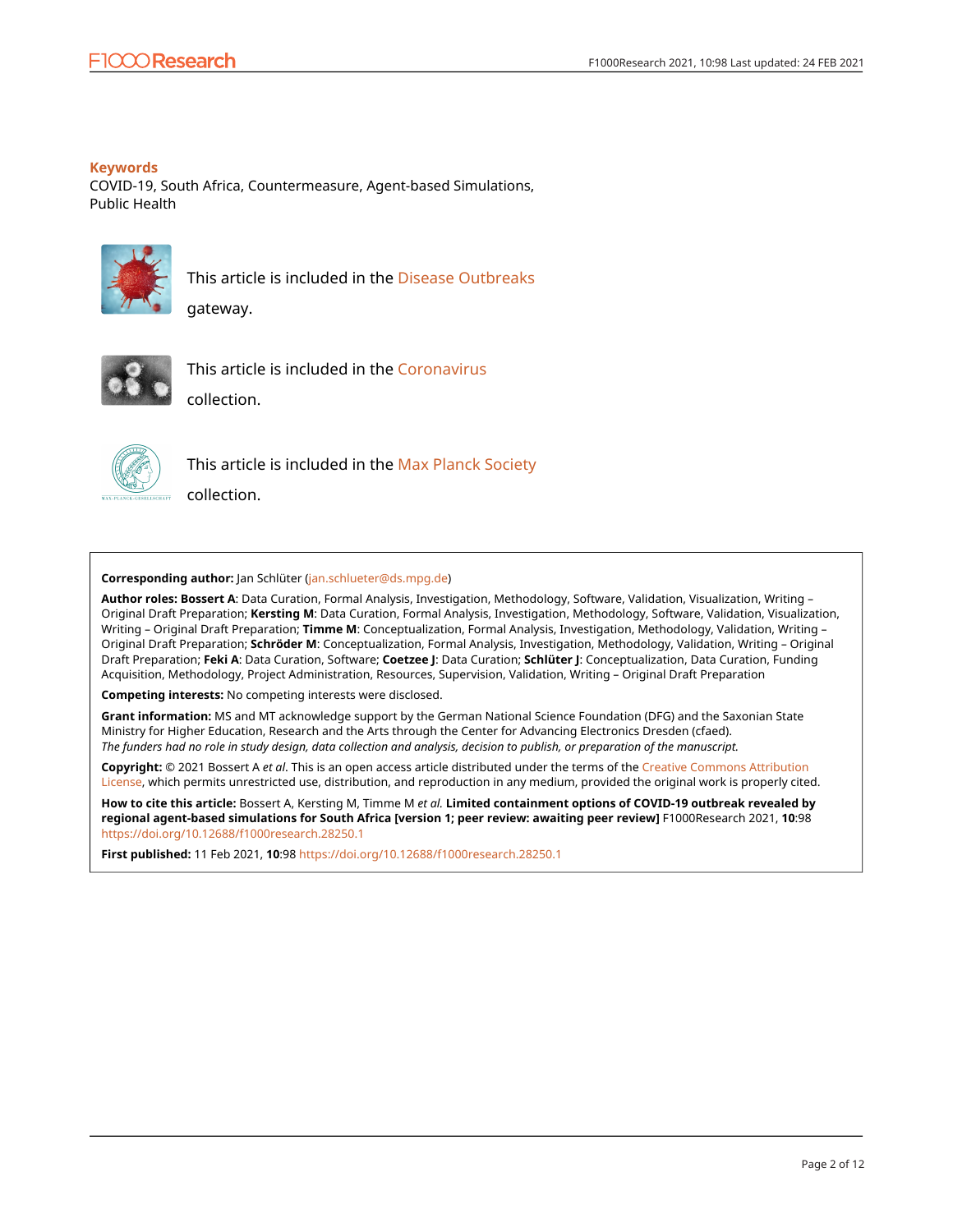**Keywords**

COVID-19, South Africa, Countermeasure, Agent-based Simulations, Public Health

This article is included in the Disease Outbreaks gateway.

This article is included in the Coronavirus collection.

This article is included in the Max Planck Society collection.

**Corresponding author:** Jan Schlüter (jan.schlueter@ds.mpg.de)

**Author roles: Bossert A**: Data Curation, Formal Analysis, Investigation, Methodology, Software, Validation, Visualization, Writing – Original Draft Preparation; **Kersting M**: Data Curation, Formal Analysis, Investigation, Methodology, Software, Validation, Visualization, Writing – Original Draft Preparation; **Timme M**: Conceptualization, Formal Analysis, Investigation, Methodology, Validation, Writing – Original Draft Preparation; **Schröder M**: Conceptualization, Formal Analysis, Investigation, Methodology, Validation, Writing – Original Draft Preparation; **Feki A**: Data Curation, Software; **Coetzee J**: Data Curation; **Schlüter J**: Conceptualization, Data Curation, Funding Acquisition, Methodology, Project Administration, Resources, Supervision, Validation, Writing – Original Draft Preparation

**Competing interests:** No competing interests were disclosed.

**Grant information:** MS and MT acknowledge support by the German National Science Foundation (DFG) and the Saxonian State Ministry for Higher Education, Research and the Arts through the Center for Advancing Electronics Dresden (cfaed).
*The funders had no role in study design, data collection and analysis, decision to publish, or preparation of the manuscript.*

**Copyright:** © 2021 Bossert A *et al*. This is an open access article distributed under the terms of the Creative Commons Attribution License, which permits unrestricted use, distribution, and reproduction in any medium, provided the original work is properly cited.

**How to cite this article:** Bossert A, Kersting M, Timme M *et al.* **Limited containment options of COVID-19 outbreak revealed by regional agent-based simulations for South Africa [version 1; peer review: awaiting peer review]** F1000Research 2021, **10**:98 https://doi.org/10.12688/f1000research.28250.1

**First published:** 11 Feb 2021, **10**:98 https://doi.org/10.12688/f1000research.28250.1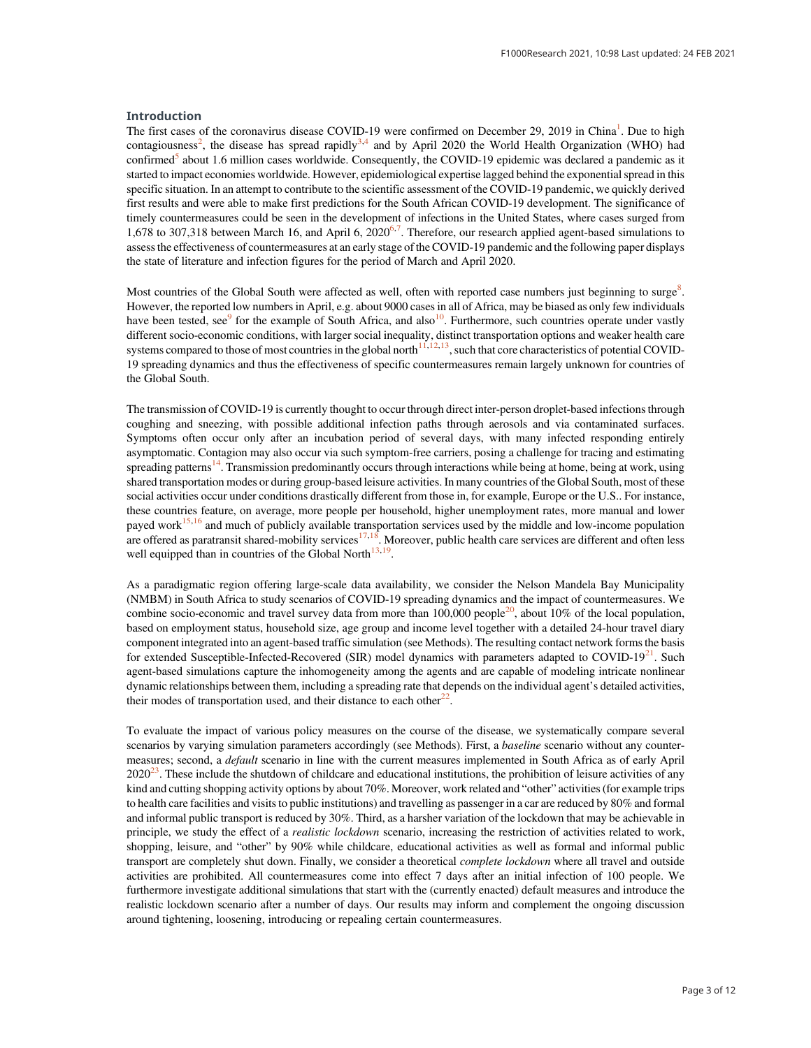## Introduction

The first cases of the coronavirus disease COVID-19 were confirmed on December 29, 2019 in China[1]. Due to high contagiousness[2], the disease has spread rapidly[3,4] and by April 2020 the World Health Organization (WHO) had confirmed[5] about 1.6 million cases worldwide. Consequently, the COVID-19 epidemic was declared a pandemic as it started to impact economies worldwide. However, epidemiological expertise lagged behind the exponential spread in this specific situation. In an attempt to contribute to the scientific assessment of the COVID-19 pandemic, we quickly derived first results and were able to make first predictions for the South African COVID-19 development. The significance of timely countermeasures could be seen in the development of infections in the United States, where cases surged from 1,678 to 307,318 between March 16, and April 6, 2020[6,7]. Therefore, our research applied agent-based simulations to assess the effectiveness of countermeasures at an early stage of the COVID-19 pandemic and the following paper displays the state of literature and infection figures for the period of March and April 2020.

Most countries of the Global South were affected as well, often with reported case numbers just beginning to surge[8]. However, the reported low numbers in April, e.g. about 9000 cases in all of Africa, may be biased as only few individuals have been tested, see[9] for the example of South Africa, and also[10]. Furthermore, such countries operate under vastly different socio-economic conditions, with larger social inequality, distinct transportation options and weaker health care systems compared to those of most countries in the global north[11,12,13], such that core characteristics of potential COVID-19 spreading dynamics and thus the effectiveness of specific countermeasures remain largely unknown for countries of the Global South.

The transmission of COVID-19 is currently thought to occur through direct inter-person droplet-based infections through coughing and sneezing, with possible additional infection paths through aerosols and via contaminated surfaces. Symptoms often occur only after an incubation period of several days, with many infected responding entirely asymptomatic. Contagion may also occur via such symptom-free carriers, posing a challenge for tracing and estimating spreading patterns[14]. Transmission predominantly occurs through interactions while being at home, being at work, using shared transportation modes or during group-based leisure activities. In many countries of the Global South, most of these social activities occur under conditions drastically different from those in, for example, Europe or the U.S.. For instance, these countries feature, on average, more people per household, higher unemployment rates, more manual and lower payed work[15,16] and much of publicly available transportation services used by the middle and low-income population are offered as paratransit shared-mobility services[17,18]. Moreover, public health care services are different and often less well equipped than in countries of the Global North[13,19].

As a paradigmatic region offering large-scale data availability, we consider the Nelson Mandela Bay Municipality (NMBM) in South Africa to study scenarios of COVID-19 spreading dynamics and the impact of countermeasures. We combine socio-economic and travel survey data from more than 100,000 people[20], about 10% of the local population, based on employment status, household size, age group and income level together with a detailed 24-hour travel diary component integrated into an agent-based traffic simulation (see Methods). The resulting contact network forms the basis for extended Susceptible-Infected-Recovered (SIR) model dynamics with parameters adapted to COVID-19[21]. Such agent-based simulations capture the inhomogeneity among the agents and are capable of modeling intricate nonlinear dynamic relationships between them, including a spreading rate that depends on the individual agent's detailed activities, their modes of transportation used, and their distance to each other[22].

To evaluate the impact of various policy measures on the course of the disease, we systematically compare several scenarios by varying simulation parameters accordingly (see Methods). First, a *baseline* scenario without any countermeasures; second, a *default* scenario in line with the current measures implemented in South Africa as of early April 2020[23]. These include the shutdown of childcare and educational institutions, the prohibition of leisure activities of any kind and cutting shopping activity options by about 70%. Moreover, work related and "other" activities (for example trips to health care facilities and visits to public institutions) and travelling as passenger in a car are reduced by 80% and formal and informal public transport is reduced by 30%. Third, as a harsher variation of the lockdown that may be achievable in principle, we study the effect of a *realistic lockdown* scenario, increasing the restriction of activities related to work, shopping, leisure, and "other" by 90% while childcare, educational activities as well as formal and informal public transport are completely shut down. Finally, we consider a theoretical *complete lockdown* where all travel and outside activities are prohibited. All countermeasures come into effect 7 days after an initial infection of 100 people. We furthermore investigate additional simulations that start with the (currently enacted) default measures and introduce the realistic lockdown scenario after a number of days. Our results may inform and complement the ongoing discussion around tightening, loosening, introducing or repealing certain countermeasures.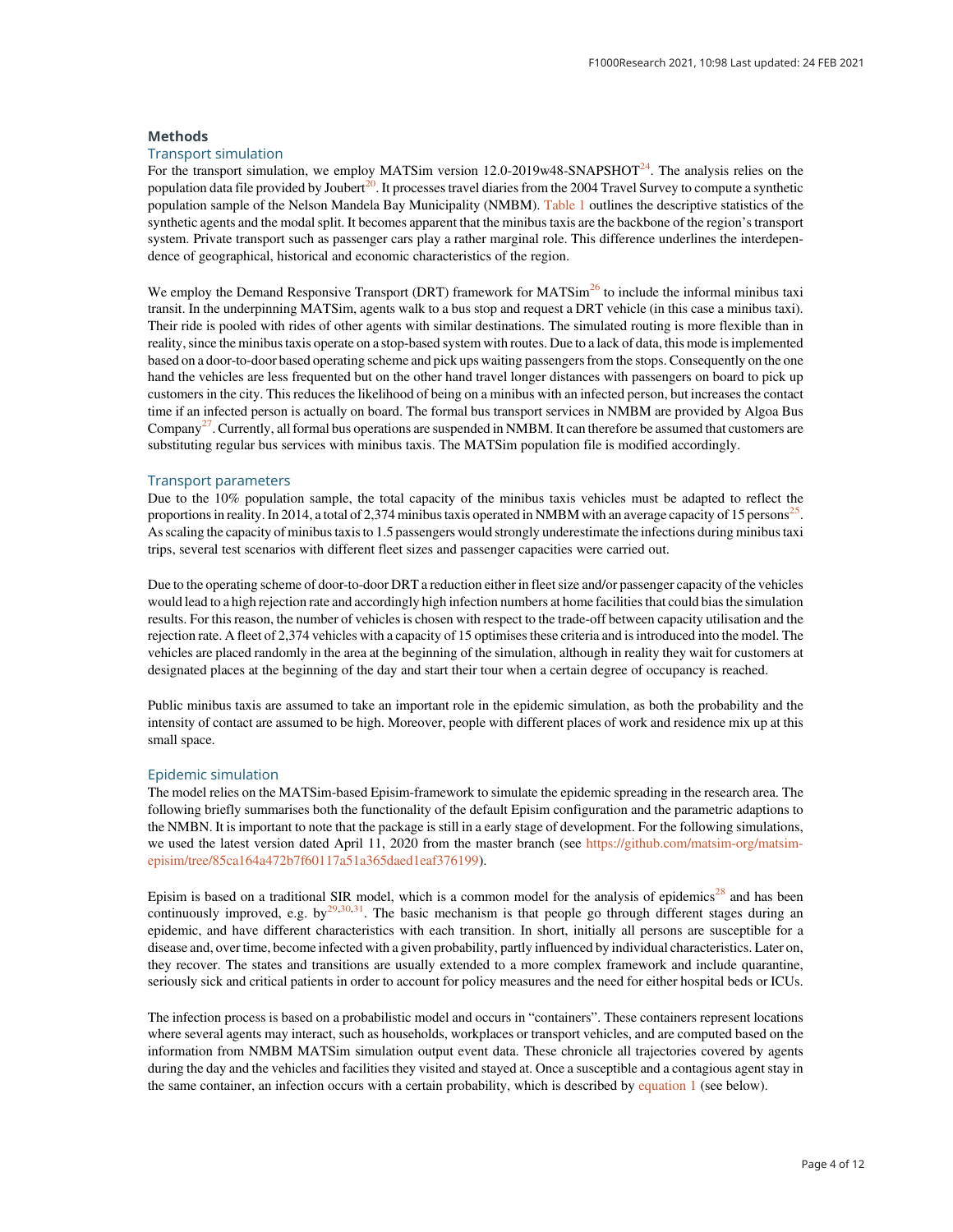## Methods

### Transport simulation

For the transport simulation, we employ MATSim version 12.0-2019w48-SNAPSHOT[24]. The analysis relies on the population data file provided by Joubert[20]. It processes travel diaries from the 2004 Travel Survey to compute a synthetic population sample of the Nelson Mandela Bay Municipality (NMBM). Table 1 outlines the descriptive statistics of the synthetic agents and the modal split. It becomes apparent that the minibus taxis are the backbone of the region's transport system. Private transport such as passenger cars play a rather marginal role. This difference underlines the interdependence of geographical, historical and economic characteristics of the region.

We employ the Demand Responsive Transport (DRT) framework for MATSim[26] to include the informal minibus taxi transit. In the underpinning MATSim, agents walk to a bus stop and request a DRT vehicle (in this case a minibus taxi). Their ride is pooled with rides of other agents with similar destinations. The simulated routing is more flexible than in reality, since the minibus taxis operate on a stop-based system with routes. Due to a lack of data, this mode is implemented based on a door-to-door based operating scheme and pick ups waiting passengers from the stops. Consequently on the one hand the vehicles are less frequented but on the other hand travel longer distances with passengers on board to pick up customers in the city. This reduces the likelihood of being on a minibus with an infected person, but increases the contact time if an infected person is actually on board. The formal bus transport services in NMBM are provided by Algoa Bus Company[27]. Currently, all formal bus operations are suspended in NMBM. It can therefore be assumed that customers are substituting regular bus services with minibus taxis. The MATSim population file is modified accordingly.

### Transport parameters

Due to the 10% population sample, the total capacity of the minibus taxis vehicles must be adapted to reflect the proportions in reality. In 2014, a total of 2,374 minibus taxis operated in NMBM with an average capacity of 15 persons[25]. As scaling the capacity of minibus taxis to 1.5 passengers would strongly underestimate the infections during minibus taxi trips, several test scenarios with different fleet sizes and passenger capacities were carried out.

Due to the operating scheme of door-to-door DRT a reduction either in fleet size and/or passenger capacity of the vehicles would lead to a high rejection rate and accordingly high infection numbers at home facilities that could bias the simulation results. For this reason, the number of vehicles is chosen with respect to the trade-off between capacity utilisation and the rejection rate. A fleet of 2,374 vehicles with a capacity of 15 optimises these criteria and is introduced into the model. The vehicles are placed randomly in the area at the beginning of the simulation, although in reality they wait for customers at designated places at the beginning of the day and start their tour when a certain degree of occupancy is reached.

Public minibus taxis are assumed to take an important role in the epidemic simulation, as both the probability and the intensity of contact are assumed to be high. Moreover, people with different places of work and residence mix up at this small space.

### Epidemic simulation

The model relies on the MATSim-based Episim-framework to simulate the epidemic spreading in the research area. The following briefly summarises both the functionality of the default Episim configuration and the parametric adaptions to the NMBN. It is important to note that the package is still in a early stage of development. For the following simulations, we used the latest version dated April 11, 2020 from the master branch (see https://github.com/matsim-org/matsim-episim/tree/85ca164a472b7f60117a51a365daed1eaf376199).

Episim is based on a traditional SIR model, which is a common model for the analysis of epidemics[28] and has been continuously improved, e.g. by[29,30,31]. The basic mechanism is that people go through different stages during an epidemic, and have different characteristics with each transition. In short, initially all persons are susceptible for a disease and, over time, become infected with a given probability, partly influenced by individual characteristics. Later on, they recover. The states and transitions are usually extended to a more complex framework and include quarantine, seriously sick and critical patients in order to account for policy measures and the need for either hospital beds or ICUs.

The infection process is based on a probabilistic model and occurs in "containers". These containers represent locations where several agents may interact, such as households, workplaces or transport vehicles, and are computed based on the information from NMBM MATSim simulation output event data. These chronicle all trajectories covered by agents during the day and the vehicles and facilities they visited and stayed at. Once a susceptible and a contagious agent stay in the same container, an infection occurs with a certain probability, which is described by equation 1 (see below).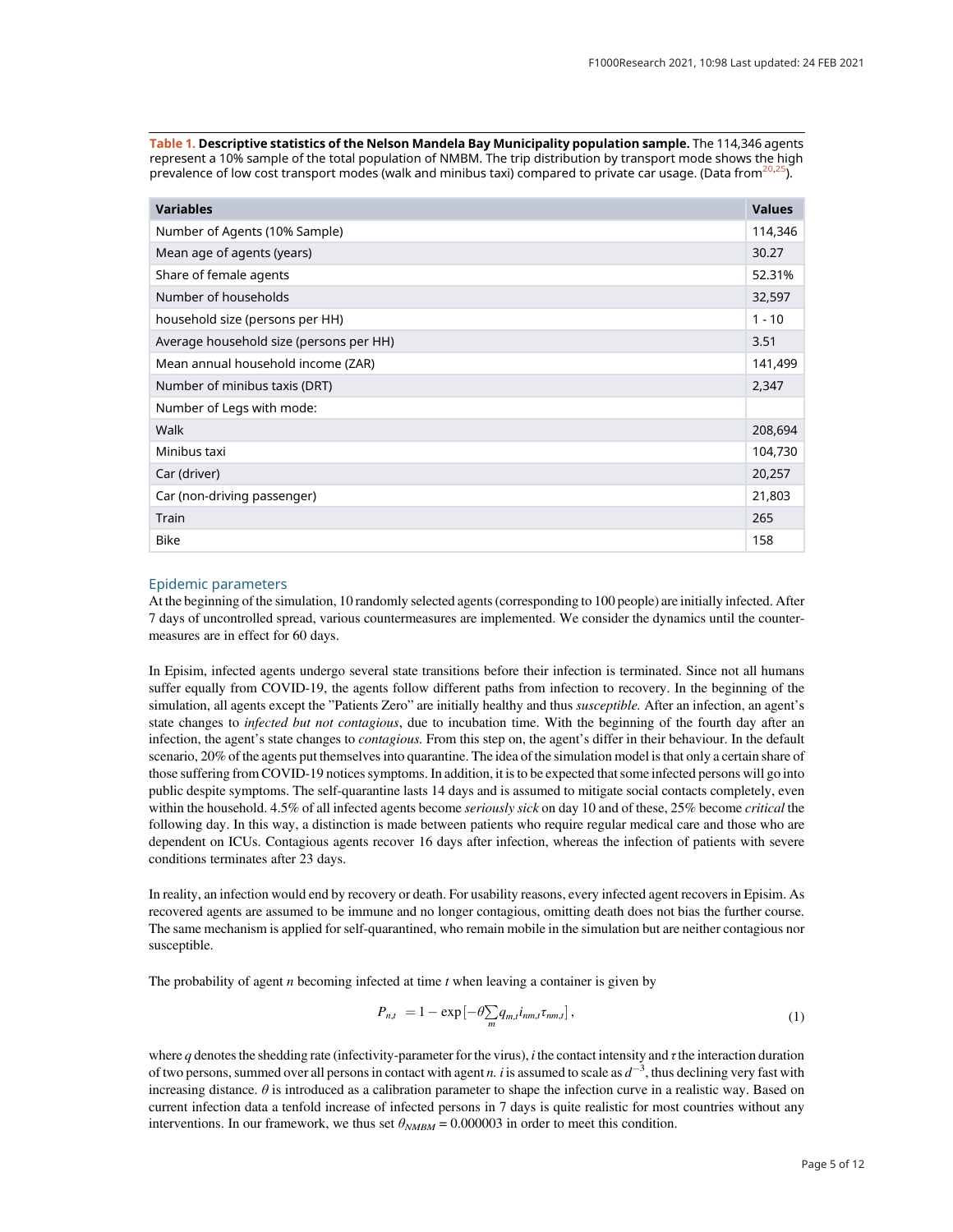**Table 1. Descriptive statistics of the Nelson Mandela Bay Municipality population sample.** The 114,346 agents represent a 10% sample of the total population of NMBM. The trip distribution by transport mode shows the high prevalence of low cost transport modes (walk and minibus taxi) compared to private car usage. (Data from[20,25]).

| Variables | Values |
|---|---|
| Number of Agents (10% Sample) | 114,346 |
| Mean age of agents (years) | 30.27 |
| Share of female agents | 52.31% |
| Number of households | 32,597 |
| household size (persons per HH) | 1 - 10 |
| Average household size (persons per HH) | 3.51 |
| Mean annual household income (ZAR) | 141,499 |
| Number of minibus taxis (DRT) | 2,347 |
| Number of Legs with mode: | |
| Walk | 208,694 |
| Minibus taxi | 104,730 |
| Car (driver) | 20,257 |
| Car (non-driving passenger) | 21,803 |
| Train | 265 |
| Bike | 158 |

## Epidemic parameters

At the beginning of the simulation, 10 randomly selected agents (corresponding to 100 people) are initially infected. After 7 days of uncontrolled spread, various countermeasures are implemented. We consider the dynamics until the countermeasures are in effect for 60 days.

In Episim, infected agents undergo several state transitions before their infection is terminated. Since not all humans suffer equally from COVID-19, the agents follow different paths from infection to recovery. In the beginning of the simulation, all agents except the "Patients Zero" are initially healthy and thus *susceptible.* After an infection, an agent's state changes to *infected but not contagious*, due to incubation time. With the beginning of the fourth day after an infection, the agent's state changes to *contagious.* From this step on, the agent's differ in their behaviour. In the default scenario, 20% of the agents put themselves into quarantine. The idea of the simulation model is that only a certain share of those suffering from COVID-19 notices symptoms. In addition, it is to be expected that some infected persons will go into public despite symptoms. The self-quarantine lasts 14 days and is assumed to mitigate social contacts completely, even within the household. 4.5% of all infected agents become *seriously sick* on day 10 and of these, 25% become *critical* the following day. In this way, a distinction is made between patients who require regular medical care and those who are dependent on ICUs. Contagious agents recover 16 days after infection, whereas the infection of patients with severe conditions terminates after 23 days.

In reality, an infection would end by recovery or death. For usability reasons, every infected agent recovers in Episim. As recovered agents are assumed to be immune and no longer contagious, omitting death does not bias the further course. The same mechanism is applied for self-quarantined, who remain mobile in the simulation but are neither contagious nor susceptible.

The probability of agent $n$ becoming infected at time $t$ when leaving a container is given by

$$P_{n,t} = 1 - \exp\left[-\theta \sum_{m} q_{m,t} i_{nm,t} \tau_{nm,t}\right], \tag{1}$$

where $q$ denotes the shedding rate (infectivity-parameter for the virus), $i$ the contact intensity and $\tau$ the interaction duration of two persons, summed over all persons in contact with agent $n$. $i$ is assumed to scale as $d^{-3}$, thus declining very fast with increasing distance. $\theta$ is introduced as a calibration parameter to shape the infection curve in a realistic way. Based on current infection data a tenfold increase of infected persons in 7 days is quite realistic for most countries without any interventions. In our framework, we thus set $\theta_{NMBM} = 0.000003$ in order to meet this condition.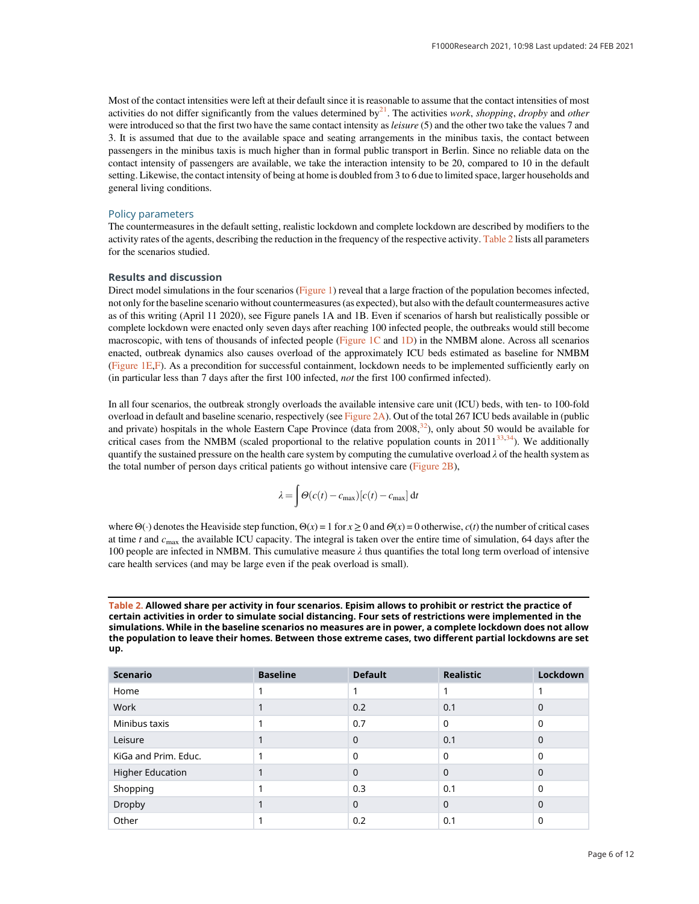Most of the contact intensities were left at their default since it is reasonable to assume that the contact intensities of most activities do not differ significantly from the values determined by[21]. The activities *work*, *shopping*, *dropby* and *other* were introduced so that the first two have the same contact intensity as *leisure* (5) and the other two take the values 7 and 3. It is assumed that due to the available space and seating arrangements in the minibus taxis, the contact between passengers in the minibus taxis is much higher than in formal public transport in Berlin. Since no reliable data on the contact intensity of passengers are available, we take the interaction intensity to be 20, compared to 10 in the default setting. Likewise, the contact intensity of being at home is doubled from 3 to 6 due to limited space, larger households and general living conditions.

### Policy parameters

The countermeasures in the default setting, realistic lockdown and complete lockdown are described by modifiers to the activity rates of the agents, describing the reduction in the frequency of the respective activity. Table 2 lists all parameters for the scenarios studied.

## Results and discussion

Direct model simulations in the four scenarios (Figure 1) reveal that a large fraction of the population becomes infected, not only for the baseline scenario without countermeasures (as expected), but also with the default countermeasures active as of this writing (April 11 2020), see Figure panels 1A and 1B. Even if scenarios of harsh but realistically possible or complete lockdown were enacted only seven days after reaching 100 infected people, the outbreaks would still become macroscopic, with tens of thousands of infected people (Figure 1C and 1D) in the NMBM alone. Across all scenarios enacted, outbreak dynamics also causes overload of the approximately ICU beds estimated as baseline for NMBM (Figure 1E,F). As a precondition for successful containment, lockdown needs to be implemented sufficiently early on (in particular less than 7 days after the first 100 infected, *not* the first 100 confirmed infected).

In all four scenarios, the outbreak strongly overloads the available intensive care unit (ICU) beds, with ten- to 100-fold overload in default and baseline scenario, respectively (see Figure 2A). Out of the total 267 ICU beds available in (public and private) hospitals in the whole Eastern Cape Province (data from 2008,[32]), only about 50 would be available for critical cases from the NMBM (scaled proportional to the relative population counts in 2011[33,34]). We additionally quantify the sustained pressure on the health care system by computing the cumulative overload $\lambda$ of the health system as the total number of person days critical patients go without intensive care (Figure 2B),

$$\lambda = \int \Theta(c(t) - c_{\max})[c(t) - c_{\max}]\,\mathrm{d}t$$

where $\Theta(\cdot)$ denotes the Heaviside step function, $\Theta(x) = 1$ for $x \geq 0$ and $\Theta(x) = 0$ otherwise, $c(t)$ the number of critical cases at time $t$ and $c_{\max}$ the available ICU capacity. The integral is taken over the entire time of simulation, 64 days after the 100 people are infected in NMBM. This cumulative measure $\lambda$ thus quantifies the total long term overload of intensive care health services (and may be large even if the peak overload is small).

**Table 2. Allowed share per activity in four scenarios. Episim allows to prohibit or restrict the practice of certain activities in order to simulate social distancing. Four sets of restrictions were implemented in the simulations. While in the baseline scenarios no measures are in power, a complete lockdown does not allow the population to leave their homes. Between those extreme cases, two different partial lockdowns are set up.**

| Scenario | Baseline | Default | Realistic | Lockdown |
|---|---|---|---|---|
| Home | 1 | 1 | 1 | 1 |
| Work | 1 | 0.2 | 0.1 | 0 |
| Minibus taxis | 1 | 0.7 | 0 | 0 |
| Leisure | 1 | 0 | 0.1 | 0 |
| KiGa and Prim. Educ. | 1 | 0 | 0 | 0 |
| Higher Education | 1 | 0 | 0 | 0 |
| Shopping | 1 | 0.3 | 0.1 | 0 |
| Dropby | 1 | 0 | 0 | 0 |
| Other | 1 | 0.2 | 0.1 | 0 |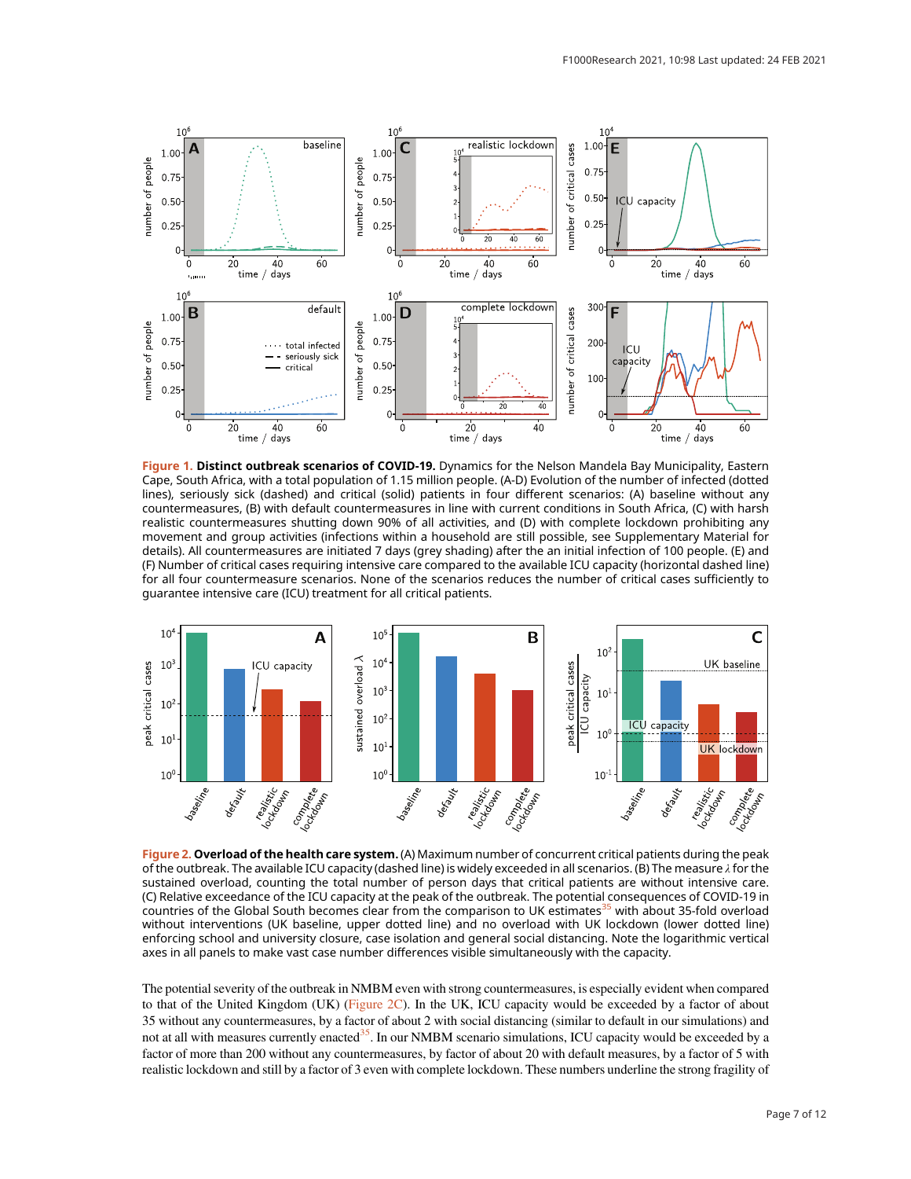**Figure 1. Distinct outbreak scenarios of COVID-19.** Dynamics for the Nelson Mandela Bay Municipality, Eastern Cape, South Africa, with a total population of 1.15 million people. (A-D) Evolution of the number of infected (dotted lines), seriously sick (dashed) and critical (solid) patients in four different scenarios: (A) baseline without any countermeasures, (B) with default countermeasures in line with current conditions in South Africa, (C) with harsh realistic countermeasures shutting down 90% of all activities, and (D) with complete lockdown prohibiting any movement and group activities (infections within a household are still possible, see Supplementary Material for details). All countermeasures are initiated 7 days (grey shading) after the an initial infection of 100 people. (E) and (F) Number of critical cases requiring intensive care compared to the available ICU capacity (horizontal dashed line) for all four countermeasure scenarios. None of the scenarios reduces the number of critical cases sufficiently to guarantee intensive care (ICU) treatment for all critical patients.

**Figure 2. Overload of the health care system.** (A) Maximum number of concurrent critical patients during the peak of the outbreak. The available ICU capacity (dashed line) is widely exceeded in all scenarios. (B) The measure $\lambda$ for the sustained overload, counting the total number of person days that critical patients are without intensive care. (C) Relative exceedance of the ICU capacity at the peak of the outbreak. The potential consequences of COVID-19 in countries of the Global South becomes clear from the comparison to UK estimates[35] with about 35-fold overload without interventions (UK baseline, upper dotted line) and no overload with UK lockdown (lower dotted line) enforcing school and university closure, case isolation and general social distancing. Note the logarithmic vertical axes in all panels to make vast case number differences visible simultaneously with the capacity.

The potential severity of the outbreak in NMBM even with strong countermeasures, is especially evident when compared to that of the United Kingdom (UK) (Figure 2C). In the UK, ICU capacity would be exceeded by a factor of about 35 without any countermeasures, by a factor of about 2 with social distancing (similar to default in our simulations) and not at all with measures currently enacted[35]. In our NMBM scenario simulations, ICU capacity would be exceeded by a factor of more than 200 without any countermeasures, by factor of about 20 with default measures, by a factor of 5 with realistic lockdown and still by a factor of 3 even with complete lockdown. These numbers underline the strong fragility of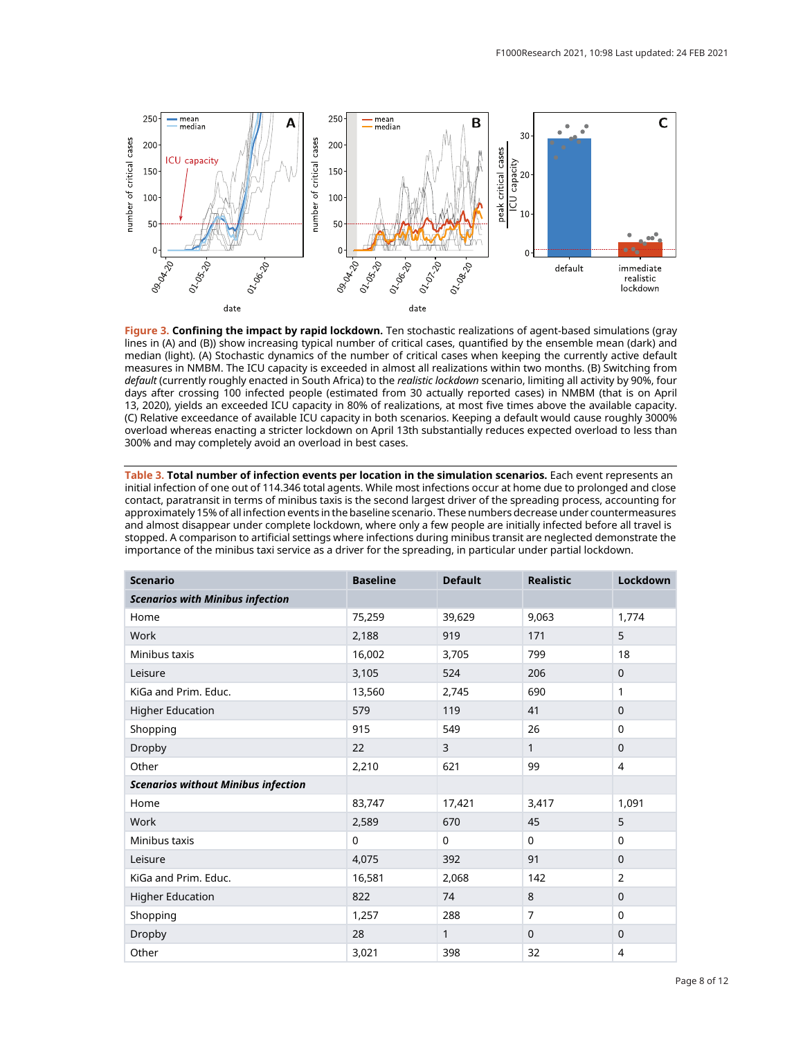**Figure 3. Confining the impact by rapid lockdown.** Ten stochastic realizations of agent-based simulations (gray lines in (A) and (B)) show increasing typical number of critical cases, quantified by the ensemble mean (dark) and median (light). (A) Stochastic dynamics of the number of critical cases when keeping the currently active default measures in NMBM. The ICU capacity is exceeded in almost all realizations within two months. (B) Switching from *default* (currently roughly enacted in South Africa) to the *realistic lockdown* scenario, limiting all activity by 90%, four days after crossing 100 infected people (estimated from 30 actually reported cases) in NMBM (that is on April 13, 2020), yields an exceeded ICU capacity in 80% of realizations, at most five times above the available capacity. (C) Relative exceedance of available ICU capacity in both scenarios. Keeping a default would cause roughly 3000% overload whereas enacting a stricter lockdown on April 13th substantially reduces expected overload to less than 300% and may completely avoid an overload in best cases.

**Table 3. Total number of infection events per location in the simulation scenarios.** Each event represents an initial infection of one out of 114.346 total agents. While most infections occur at home due to prolonged and close contact, paratransit in terms of minibus taxis is the second largest driver of the spreading process, accounting for approximately 15% of all infection events in the baseline scenario. These numbers decrease under countermeasures and almost disappear under complete lockdown, where only a few people are initially infected before all travel is stopped. A comparison to artificial settings where infections during minibus transit are neglected demonstrate the importance of the minibus taxi service as a driver for the spreading, in particular under partial lockdown.

| Scenario | Baseline | Default | Realistic | Lockdown |
|---|---|---|---|---|
| ***Scenarios with Minibus infection*** | | | | |
| Home | 75,259 | 39,629 | 9,063 | 1,774 |
| Work | 2,188 | 919 | 171 | 5 |
| Minibus taxis | 16,002 | 3,705 | 799 | 18 |
| Leisure | 3,105 | 524 | 206 | 0 |
| KiGa and Prim. Educ. | 13,560 | 2,745 | 690 | 1 |
| Higher Education | 579 | 119 | 41 | 0 |
| Shopping | 915 | 549 | 26 | 0 |
| Dropby | 22 | 3 | 1 | 0 |
| Other | 2,210 | 621 | 99 | 4 |
| ***Scenarios without Minibus infection*** | | | | |
| Home | 83,747 | 17,421 | 3,417 | 1,091 |
| Work | 2,589 | 670 | 45 | 5 |
| Minibus taxis | 0 | 0 | 0 | 0 |
| Leisure | 4,075 | 392 | 91 | 0 |
| KiGa and Prim. Educ. | 16,581 | 2,068 | 142 | 2 |
| Higher Education | 822 | 74 | 8 | 0 |
| Shopping | 1,257 | 288 | 7 | 0 |
| Dropby | 28 | 1 | 0 | 0 |
| Other | 3,021 | 398 | 32 | 4 |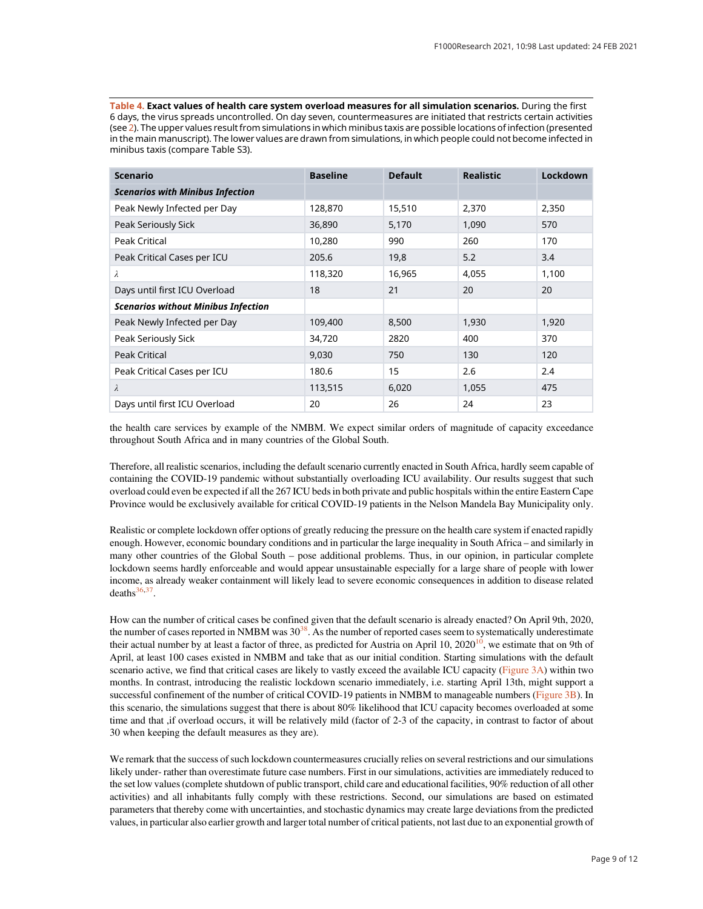**Table 4. Exact values of health care system overload measures for all simulation scenarios.** During the first 6 days, the virus spreads uncontrolled. On day seven, countermeasures are initiated that restricts certain activities (see 2). The upper values result from simulations in which minibus taxis are possible locations of infection (presented in the main manuscript). The lower values are drawn from simulations, in which people could not become infected in minibus taxis (compare Table S3).

| Scenario | Baseline | Default | Realistic | Lockdown |
|---|---|---|---|---|
| ***Scenarios with Minibus Infection*** | | | | |
| Peak Newly Infected per Day | 128,870 | 15,510 | 2,370 | 2,350 |
| Peak Seriously Sick | 36,890 | 5,170 | 1,090 | 570 |
| Peak Critical | 10,280 | 990 | 260 | 170 |
| Peak Critical Cases per ICU | 205.6 | 19,8 | 5.2 | 3.4 |
| $\lambda$ | 118,320 | 16,965 | 4,055 | 1,100 |
| Days until first ICU Overload | 18 | 21 | 20 | 20 |
| ***Scenarios without Minibus Infection*** | | | | |
| Peak Newly Infected per Day | 109,400 | 8,500 | 1,930 | 1,920 |
| Peak Seriously Sick | 34,720 | 2820 | 400 | 370 |
| Peak Critical | 9,030 | 750 | 130 | 120 |
| Peak Critical Cases per ICU | 180.6 | 15 | 2.6 | 2.4 |
| $\lambda$ | 113,515 | 6,020 | 1,055 | 475 |
| Days until first ICU Overload | 20 | 26 | 24 | 23 |

the health care services by example of the NMBM. We expect similar orders of magnitude of capacity exceedance throughout South Africa and in many countries of the Global South.

Therefore, all realistic scenarios, including the default scenario currently enacted in South Africa, hardly seem capable of containing the COVID-19 pandemic without substantially overloading ICU availability. Our results suggest that such overload could even be expected if all the 267 ICU beds in both private and public hospitals within the entire Eastern Cape Province would be exclusively available for critical COVID-19 patients in the Nelson Mandela Bay Municipality only.

Realistic or complete lockdown offer options of greatly reducing the pressure on the health care system if enacted rapidly enough. However, economic boundary conditions and in particular the large inequality in South Africa – and similarly in many other countries of the Global South – pose additional problems. Thus, in our opinion, in particular complete lockdown seems hardly enforceable and would appear unsustainable especially for a large share of people with lower income, as already weaker containment will likely lead to severe economic consequences in addition to disease related deaths[36,37].

How can the number of critical cases be confined given that the default scenario is already enacted? On April 9th, 2020, the number of cases reported in NMBM was 30[38]. As the number of reported cases seem to systematically underestimate their actual number by at least a factor of three, as predicted for Austria on April 10, 2020[10], we estimate that on 9th of April, at least 100 cases existed in NMBM and take that as our initial condition. Starting simulations with the default scenario active, we find that critical cases are likely to vastly exceed the available ICU capacity (Figure 3A) within two months. In contrast, introducing the realistic lockdown scenario immediately, i.e. starting April 13th, might support a successful confinement of the number of critical COVID-19 patients in NMBM to manageable numbers (Figure 3B). In this scenario, the simulations suggest that there is about 80% likelihood that ICU capacity becomes overloaded at some time and that ,if overload occurs, it will be relatively mild (factor of 2-3 of the capacity, in contrast to factor of about 30 when keeping the default measures as they are).

We remark that the success of such lockdown countermeasures crucially relies on several restrictions and our simulations likely under- rather than overestimate future case numbers. First in our simulations, activities are immediately reduced to the set low values (complete shutdown of public transport, child care and educational facilities, 90% reduction of all other activities) and all inhabitants fully comply with these restrictions. Second, our simulations are based on estimated parameters that thereby come with uncertainties, and stochastic dynamics may create large deviations from the predicted values, in particular also earlier growth and larger total number of critical patients, not last due to an exponential growth of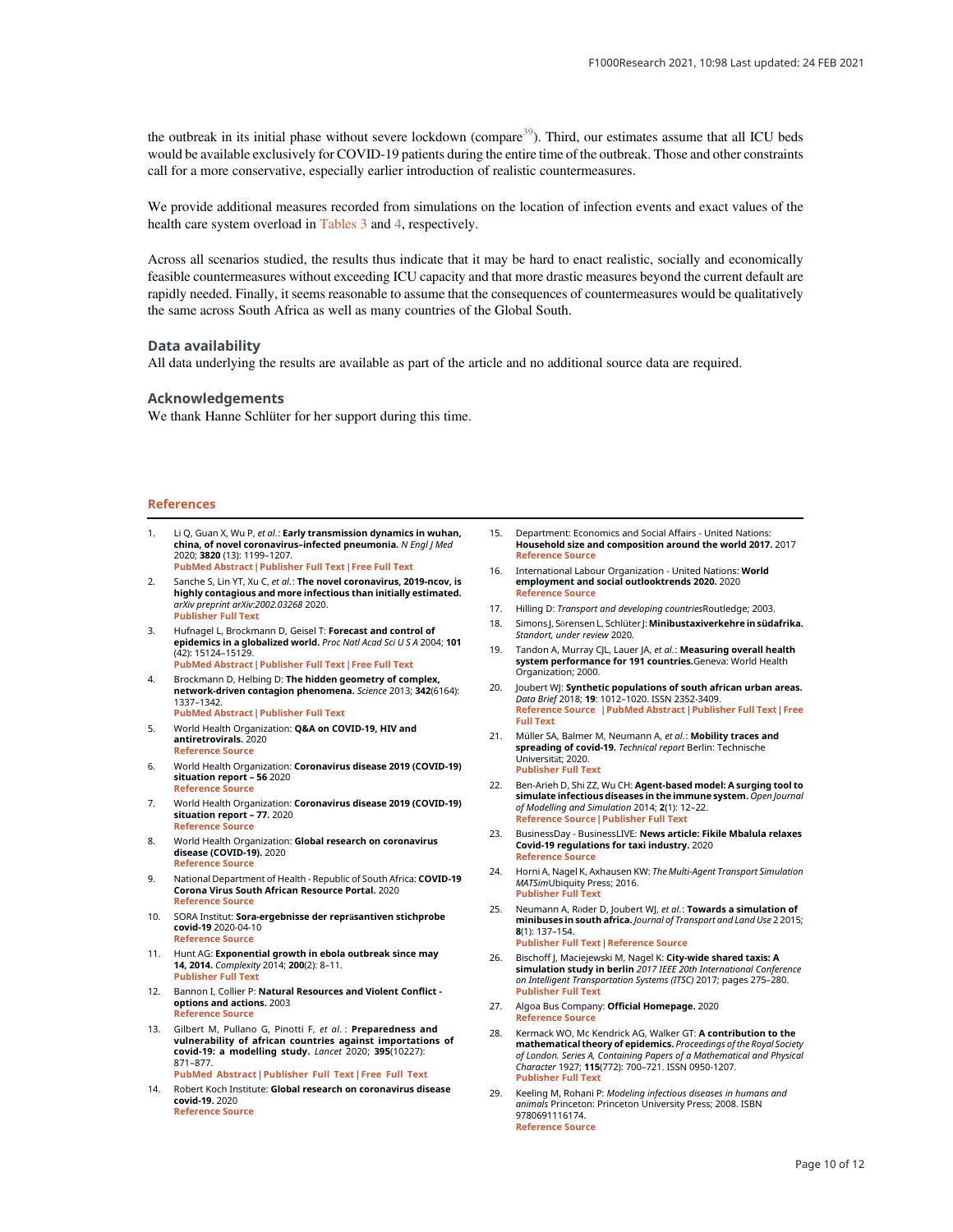the outbreak in its initial phase without severe lockdown (compare[39]). Third, our estimates assume that all ICU beds would be available exclusively for COVID-19 patients during the entire time of the outbreak. Those and other constraints call for a more conservative, especially earlier introduction of realistic countermeasures.

We provide additional measures recorded from simulations on the location of infection events and exact values of the health care system overload in Tables 3 and 4, respectively.

Across all scenarios studied, the results thus indicate that it may be hard to enact realistic, socially and economically feasible countermeasures without exceeding ICU capacity and that more drastic measures beyond the current default are rapidly needed. Finally, it seems reasonable to assume that the consequences of countermeasures would be qualitatively the same across South Africa as well as many countries of the Global South.

## Data availability

All data underlying the results are available as part of the article and no additional source data are required.

## Acknowledgements

We thank Hanne Schlüter for her support during this time.

## References

1. Li Q, Guan X, Wu P, *et al.*: **Early transmission dynamics in wuhan, china, of novel coronavirus–infected pneumonia.** *N Engl J Med* 2020; **3820** (13): 1199–1207.
   PubMed Abstract | Publisher Full Text | Free Full Text
2. Sanche S, Lin YT, Xu C, *et al.*: **The novel coronavirus, 2019-ncov, is highly contagious and more infectious than initially estimated.** *arXiv preprint arXiv:2002.03268* 2020.
   Publisher Full Text
3. Hufnagel L, Brockmann D, Geisel T: **Forecast and control of epidemics in a globalized world.** *Proc Natl Acad Sci U S A* 2004; **101** (42): 15124–15129.
   PubMed Abstract | Publisher Full Text | Free Full Text
4. Brockmann D, Helbing D: **The hidden geometry of complex, network-driven contagion phenomena.** *Science* 2013; **342**(6164): 1337–1342.
   PubMed Abstract | Publisher Full Text
5. World Health Organization: **Q&A on COVID-19, HIV and antiretrovirals.** 2020
   Reference Source
6. World Health Organization: **Coronavirus disease 2019 (COVID-19) situation report – 56** 2020
   Reference Source
7. World Health Organization: **Coronavirus disease 2019 (COVID-19) situation report – 77.** 2020
   Reference Source
8. World Health Organization: **Global research on coronavirus disease (COVID-19).** 2020
   Reference Source
9. National Department of Health - Republic of South Africa: **COVID-19 Corona Virus South African Resource Portal.** 2020
   Reference Source
10. SORA Institut: **Sora-ergebnisse der repräsantiven stichprobe covid-19** 2020-04-10
    Reference Source
11. Hunt AG: **Exponential growth in ebola outbreak since may 14, 2014.** *Complexity* 2014; **200**(2): 8–11.
    Publisher Full Text
12. Bannon I, Collier P: **Natural Resources and Violent Conflict - options and actions.** 2003
    Reference Source
13. Gilbert M, Pullano G, Pinotti F, *et al.*: **Preparedness and vulnerability of african countries against importations of covid-19: a modelling study.** *Lancet* 2020; **395**(10227): 871–877.
    PubMed Abstract | Publisher Full Text | Free Full Text
14. Robert Koch Institute: **Global research on coronavirus disease covid-19.** 2020
    Reference Source
15. Department: Economics and Social Affairs - United Nations: **Household size and composition around the world 2017.** 2017
    Reference Source
16. International Labour Organization - United Nations: **World employment and social outlooktrends 2020.** 2020
    Reference Source
17. Hilling D: *Transport and developing countries*Routledge; 2003.
18. Simons J, Sörensen L, Schlüter J: **Minibustaxiverkehre in südafrika.** *Standort, under review* 2020.
19. Tandon A, Murray CJL, Lauer JA, *et al.*: **Measuring overall health system performance for 191 countries.**Geneva: World Health Organization; 2000.
20. Joubert WJ: **Synthetic populations of south african urban areas.** *Data Brief* 2018; **19**: 1012–1020. ISSN 2352-3409.
    Reference Source | PubMed Abstract | Publisher Full Text | Free Full Text
21. Müller SA, Balmer M, Neumann A, *et al.*: **Mobility traces and spreading of covid-19.** *Technical report* Berlin: Technische Universität; 2020.
    Publisher Full Text
22. Ben-Arieh D, Shi ZZ, Wu CH: **Agent-based model: A surging tool to simulate infectious diseases in the immune system.** *Open Journal of Modelling and Simulation* 2014; **2**(1): 12–22.
    Reference Source | Publisher Full Text
23. BusinessDay - BusinessLIVE: **News article: Fikile Mbalula relaxes Covid-19 regulations for taxi industry.** 2020
    Reference Source
24. Horni A, Nagel K, Axhausen KW: *The Multi-Agent Transport Simulation MATSim*Ubiquity Press; 2016.
    Publisher Full Text
25. Neumann A, Röder D, Joubert WJ, *et al.*: **Towards a simulation of minibuses in south africa.** *Journal of Transport and Land Use* 2 2015; **8**(1): 137–154.
    Publisher Full Text | Reference Source
26. Bischoff J, Maciejewski M, Nagel K: **City-wide shared taxis: A simulation study in berlin** *2017 IEEE 20th International Conference on Intelligent Transportation Systems (ITSC)* 2017; pages 275–280.
    Publisher Full Text
27. Algoa Bus Company: **Official Homepage.** 2020
    Reference Source
28. Kermack WO, Mc Kendrick AG, Walker GT: **A contribution to the mathematical theory of epidemics.** *Proceedings of the Royal Society of London. Series A, Containing Papers of a Mathematical and Physical Character* 1927; **115**(772): 700–721. ISSN 0950-1207.
    Publisher Full Text
29. Keeling M, Rohani P: *Modeling infectious diseases in humans and animals* Princeton: Princeton University Press; 2008. ISBN 9780691116174.
    Reference Source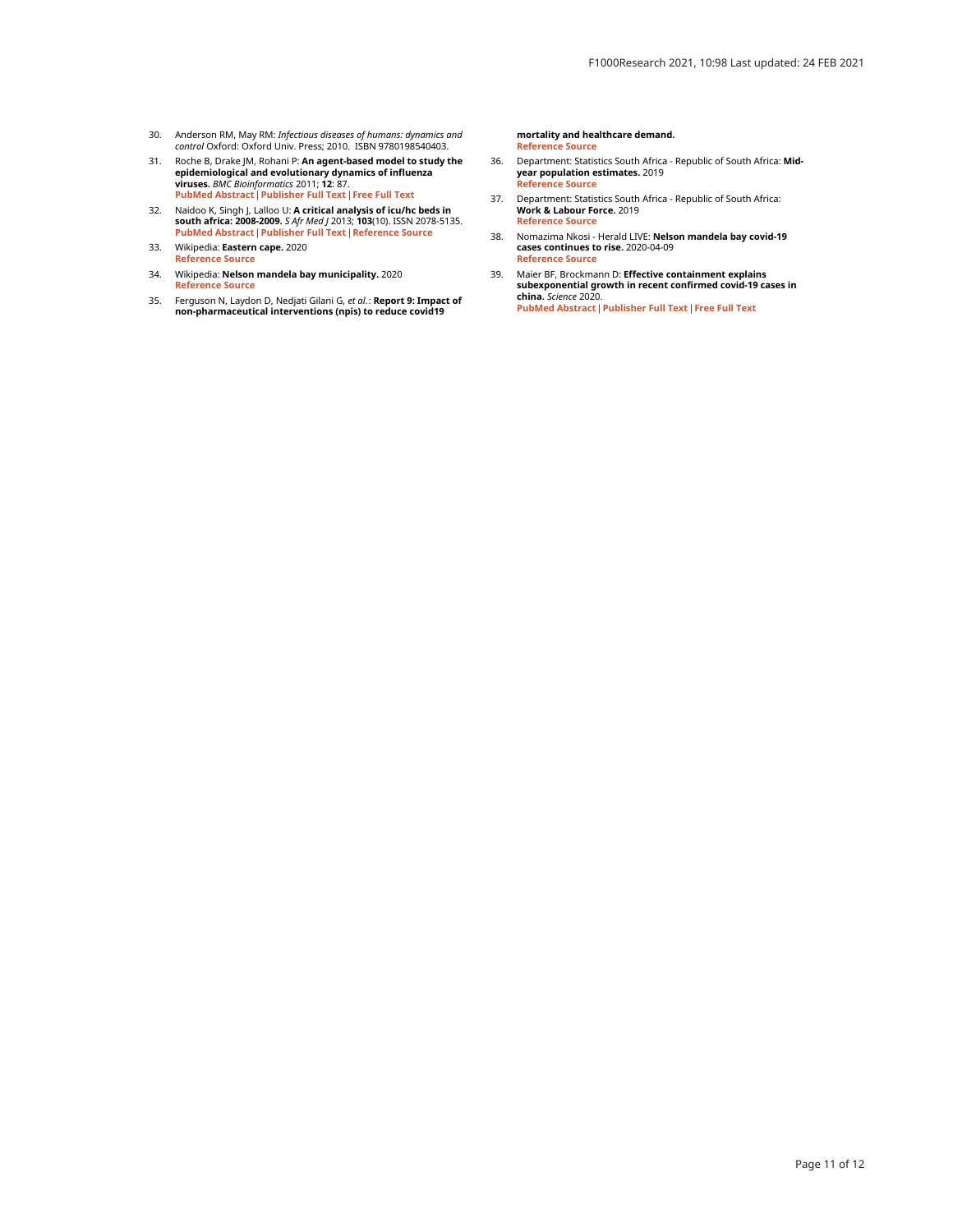30. Anderson RM, May RM: *Infectious diseases of humans: dynamics and control* Oxford: Oxford Univ. Press; 2010. ISBN 9780198540403.
31. Roche B, Drake JM, Rohani P: **An agent-based model to study the epidemiological and evolutionary dynamics of influenza viruses.** *BMC Bioinformatics* 2011; **12**: 87.
PubMed Abstract | Publisher Full Text | Free Full Text
32. Naidoo K, Singh J, Lalloo U: **A critical analysis of icu/hc beds in south africa: 2008-2009.** *S Afr Med J* 2013; **103**(10). ISSN 2078-5135.
PubMed Abstract | Publisher Full Text | Reference Source
33. Wikipedia: **Eastern cape.** 2020
Reference Source
34. Wikipedia: **Nelson mandela bay municipality.** 2020
Reference Source
35. Ferguson N, Laydon D, Nedjati Gilani G, *et al.*: **Report 9: Impact of non-pharmaceutical interventions (npis) to reduce covid19 mortality and healthcare demand.**
Reference Source
36. Department: Statistics South Africa - Republic of South Africa: **Mid-year population estimates.** 2019
Reference Source
37. Department: Statistics South Africa - Republic of South Africa: **Work & Labour Force.** 2019
Reference Source
38. Nomazima Nkosi - Herald LIVE: **Nelson mandela bay covid-19 cases continues to rise.** 2020-04-09
Reference Source
39. Maier BF, Brockmann D: **Effective containment explains subexponential growth in recent confirmed covid-19 cases in china.** *Science* 2020.
PubMed Abstract | Publisher Full Text | Free Full Text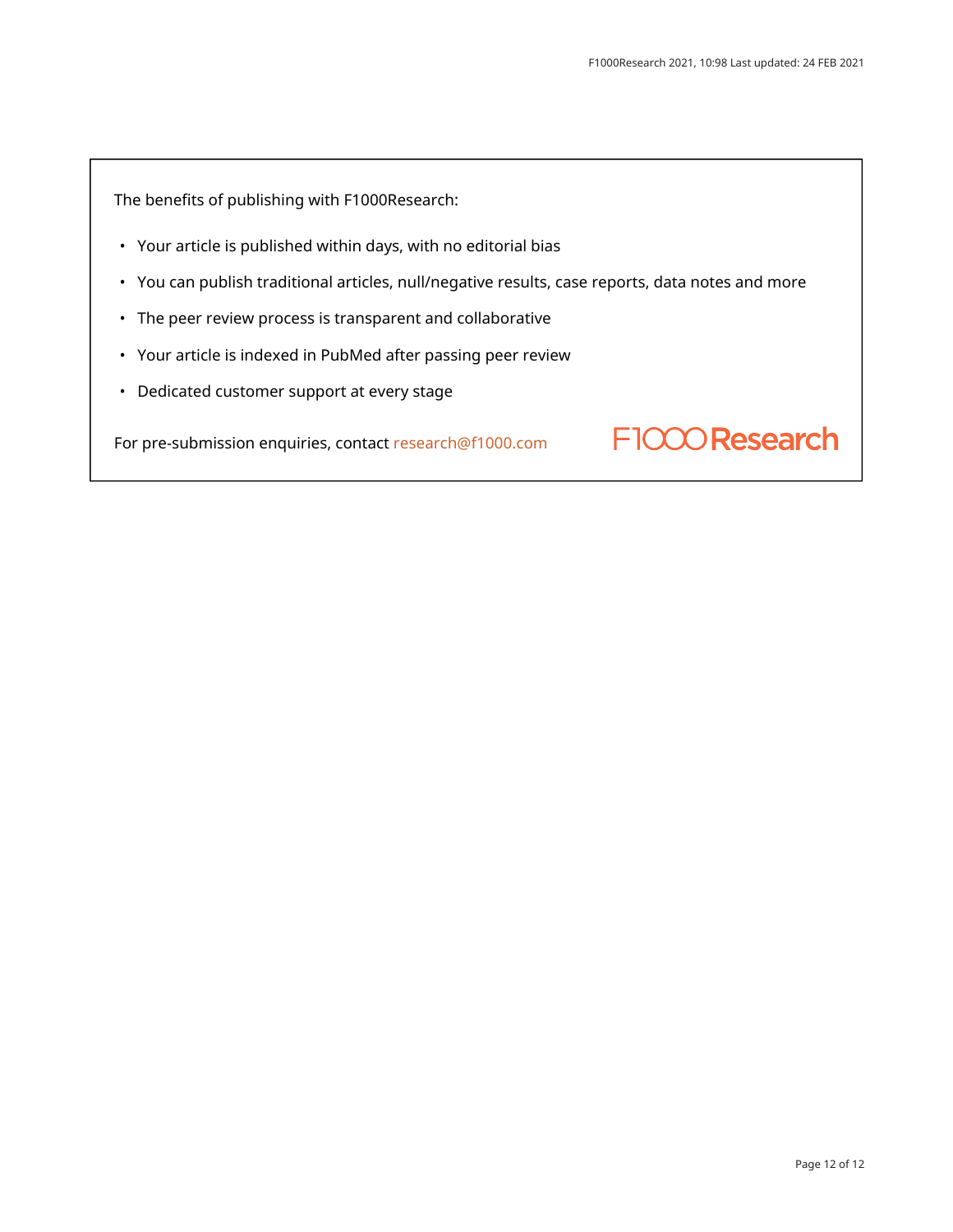The benefits of publishing with F1000Research:

- Your article is published within days, with no editorial bias
- You can publish traditional articles, null/negative results, case reports, data notes and more
- The peer review process is transparent and collaborative
- Your article is indexed in PubMed after passing peer review
- Dedicated customer support at every stage

For pre-submission enquiries, contact research@f1000.com

F1000Research